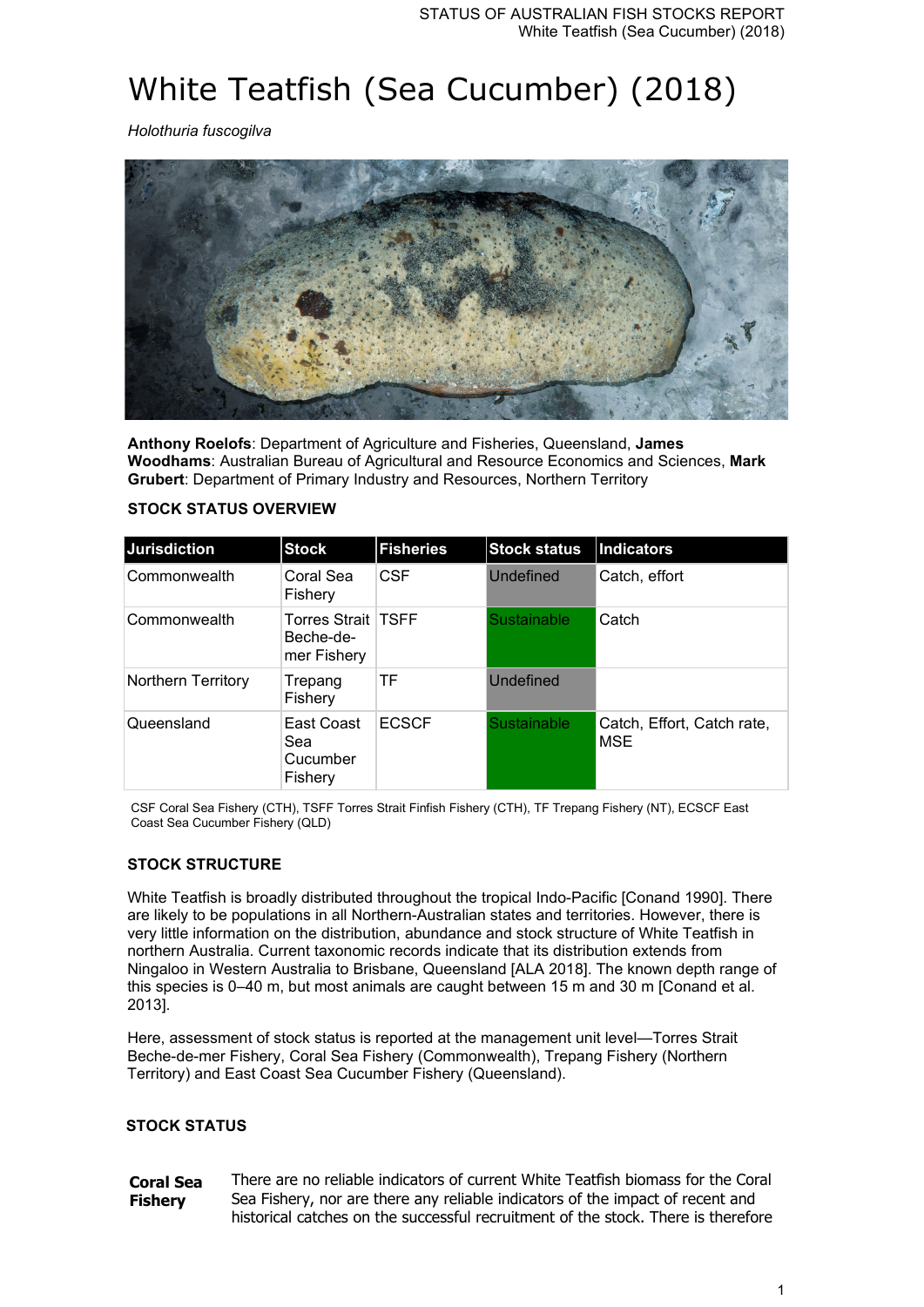# White Teatfish (Sea Cucumber) (2018)

*Holothuria fuscogilva*

**Anthony Roelofs**: Department of Agriculture and Fisheries, Queensland, **James Woodhams**: Australian Bureau of Agricultural and Resource Economics and Sciences, **Mark Grubert**: Department of Primary Industry and Resources, Northern Territory

## STOCK STATUS OVERVIEW

| Jurisdiction | Stock | Fisheries | Stock status | Indicators |
| --- | --- | --- | --- | --- |
| Commonwealth | Coral Sea Fishery | CSF | Undefined | Catch, effort |
| Commonwealth | Torres Strait Beche-de-mer Fishery | TSFF | Sustainable | Catch |
| Northern Territory | Trepang Fishery | TF | Undefined | |
| Queensland | East Coast Sea Cucumber Fishery | ECSCF | Sustainable | Catch, Effort, Catch rate, MSE |

CSF Coral Sea Fishery (CTH), TSFF Torres Strait Finfish Fishery (CTH), TF Trepang Fishery (NT), ECSCF East Coast Sea Cucumber Fishery (QLD)

## STOCK STRUCTURE

White Teatfish is broadly distributed throughout the tropical Indo-Pacific [Conand 1990]. There are likely to be populations in all Northern-Australian states and territories. However, there is very little information on the distribution, abundance and stock structure of White Teatfish in northern Australia. Current taxonomic records indicate that its distribution extends from Ningaloo in Western Australia to Brisbane, Queensland [ALA 2018]. The known depth range of this species is 0–40 m, but most animals are caught between 15 m and 30 m [Conand et al. 2013].

Here, assessment of stock status is reported at the management unit level—Torres Strait Beche-de-mer Fishery, Coral Sea Fishery (Commonwealth), Trepang Fishery (Northern Territory) and East Coast Sea Cucumber Fishery (Queensland).

## STOCK STATUS

**Coral Sea Fishery**

There are no reliable indicators of current White Teatfish biomass for the Coral Sea Fishery, nor are there any reliable indicators of the impact of recent and historical catches on the successful recruitment of the stock. There is therefore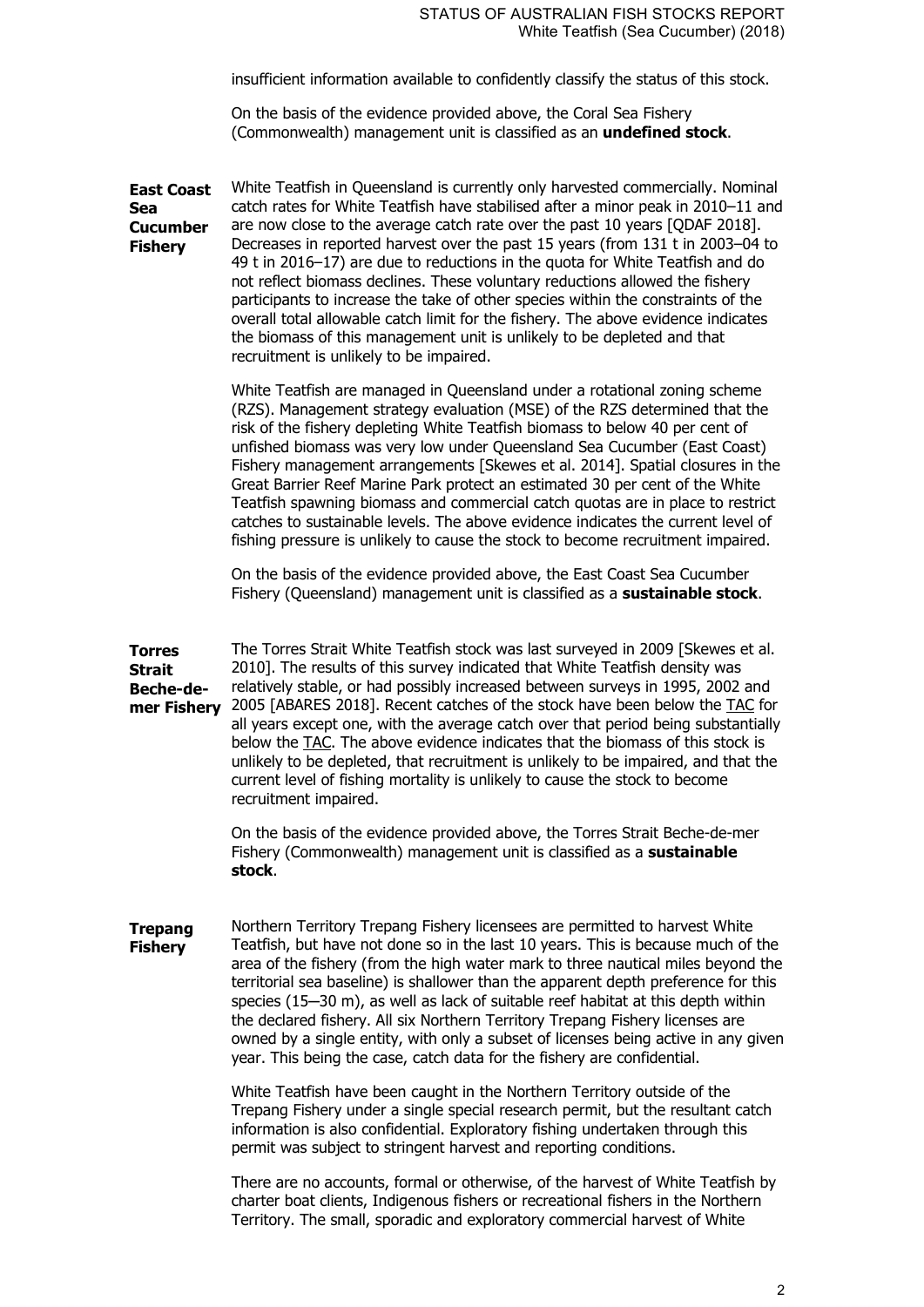insufficient information available to confidently classify the status of this stock.

On the basis of the evidence provided above, the Coral Sea Fishery (Commonwealth) management unit is classified as an **undefined stock**.

**East Coast Sea Cucumber Fishery**

White Teatfish in Queensland is currently only harvested commercially. Nominal catch rates for White Teatfish have stabilised after a minor peak in 2010–11 and are now close to the average catch rate over the past 10 years [QDAF 2018]. Decreases in reported harvest over the past 15 years (from 131 t in 2003–04 to 49 t in 2016–17) are due to reductions in the quota for White Teatfish and do not reflect biomass declines. These voluntary reductions allowed the fishery participants to increase the take of other species within the constraints of the overall total allowable catch limit for the fishery. The above evidence indicates the biomass of this management unit is unlikely to be depleted and that recruitment is unlikely to be impaired.

White Teatfish are managed in Queensland under a rotational zoning scheme (RZS). Management strategy evaluation (MSE) of the RZS determined that the risk of the fishery depleting White Teatfish biomass to below 40 per cent of unfished biomass was very low under Queensland Sea Cucumber (East Coast) Fishery management arrangements [Skewes et al. 2014]. Spatial closures in the Great Barrier Reef Marine Park protect an estimated 30 per cent of the White Teatfish spawning biomass and commercial catch quotas are in place to restrict catches to sustainable levels. The above evidence indicates the current level of fishing pressure is unlikely to cause the stock to become recruitment impaired.

On the basis of the evidence provided above, the East Coast Sea Cucumber Fishery (Queensland) management unit is classified as a **sustainable stock**.

**Torres Strait Beche-de-mer Fishery**

The Torres Strait White Teatfish stock was last surveyed in 2009 [Skewes et al. 2010]. The results of this survey indicated that White Teatfish density was relatively stable, or had possibly increased between surveys in 1995, 2002 and 2005 [ABARES 2018]. Recent catches of the stock have been below the TAC for all years except one, with the average catch over that period being substantially below the TAC. The above evidence indicates that the biomass of this stock is unlikely to be depleted, that recruitment is unlikely to be impaired, and that the current level of fishing mortality is unlikely to cause the stock to become recruitment impaired.

On the basis of the evidence provided above, the Torres Strait Beche-de-mer Fishery (Commonwealth) management unit is classified as a **sustainable stock**.

**Trepang Fishery**

Northern Territory Trepang Fishery licensees are permitted to harvest White Teatfish, but have not done so in the last 10 years. This is because much of the area of the fishery (from the high water mark to three nautical miles beyond the territorial sea baseline) is shallower than the apparent depth preference for this species (15–30 m), as well as lack of suitable reef habitat at this depth within the declared fishery. All six Northern Territory Trepang Fishery licenses are owned by a single entity, with only a subset of licenses being active in any given year. This being the case, catch data for the fishery are confidential.

White Teatfish have been caught in the Northern Territory outside of the Trepang Fishery under a single special research permit, but the resultant catch information is also confidential. Exploratory fishing undertaken through this permit was subject to stringent harvest and reporting conditions.

There are no accounts, formal or otherwise, of the harvest of White Teatfish by charter boat clients, Indigenous fishers or recreational fishers in the Northern Territory. The small, sporadic and exploratory commercial harvest of White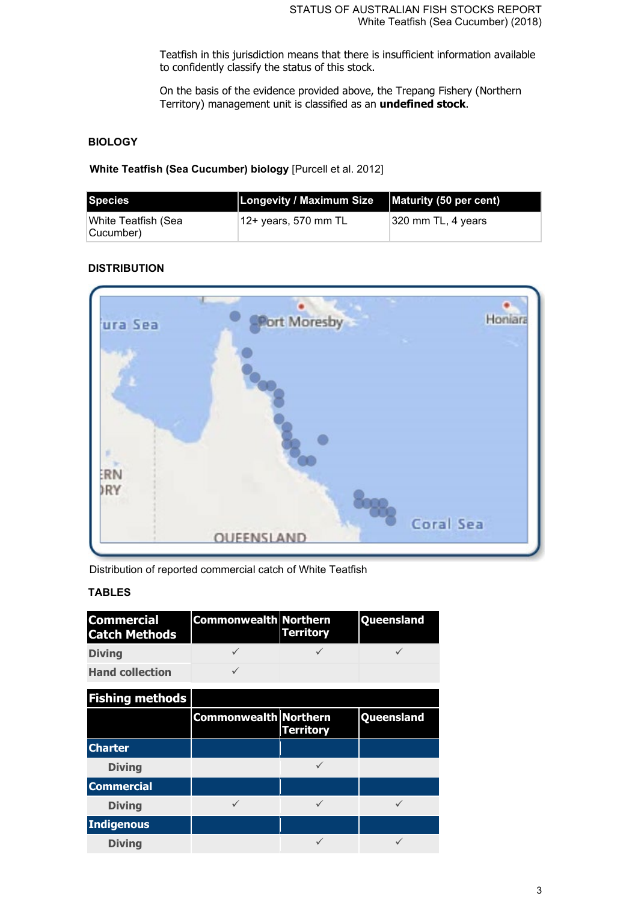Teatfish in this jurisdiction means that there is insufficient information available to confidently classify the status of this stock.

On the basis of the evidence provided above, the Trepang Fishery (Northern Territory) management unit is classified as an **undefined stock**.

## BIOLOGY

**White Teatfish (Sea Cucumber) biology** [Purcell et al. 2012]

| Species | Longevity / Maximum Size | Maturity (50 per cent) |
|---|---|---|
| White Teatfish (Sea Cucumber) | 12+ years, 570 mm TL | 320 mm TL, 4 years |

## DISTRIBUTION

Distribution of reported commercial catch of White Teatfish

## TABLES

| Commercial Catch Methods | Commonwealth | Northern Territory | Queensland |
|---|---|---|---|
| Diving | ✓ | ✓ | ✓ |
| Hand collection | ✓ | | |

| Fishing methods | Commonwealth | Northern Territory | Queensland |
|---|---|---|---|
| **Charter** | | | |
| Diving | | ✓ | |
| **Commercial** | | | |
| Diving | ✓ | ✓ | ✓ |
| **Indigenous** | | | |
| Diving | | ✓ | ✓ |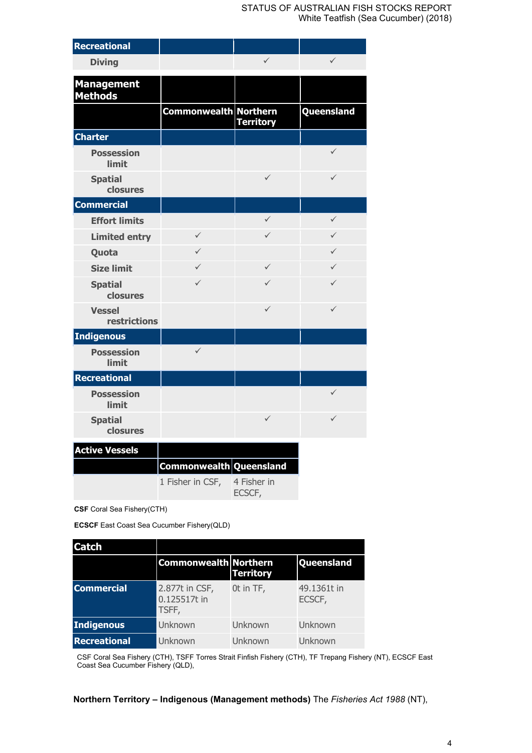| Recreational | | | |
|---|---|---|---|
| Diving | | ✓ | ✓ |

| Management Methods | | | |
|---|---|---|---|
| | Commonwealth | Northern Territory | Queensland |
| **Charter** | | | |
| Possession limit | | | ✓ |
| Spatial closures | | ✓ | ✓ |
| **Commercial** | | | |
| Effort limits | | ✓ | ✓ |
| Limited entry | ✓ | ✓ | ✓ |
| Quota | ✓ | | ✓ |
| Size limit | ✓ | ✓ | ✓ |
| Spatial closures | ✓ | ✓ | ✓ |
| Vessel restrictions | | ✓ | ✓ |
| **Indigenous** | | | |
| Possession limit | ✓ | | |
| **Recreational** | | | |
| Possession limit | | | ✓ |
| Spatial closures | | ✓ | ✓ |

| Active Vessels | | |
|---|---|---|
| | Commonwealth | Queensland |
| | 1 Fisher in CSF, | 4 Fisher in ECSCF, |

**CSF** Coral Sea Fishery(CTH)

**ECSCF** East Coast Sea Cucumber Fishery(QLD)

| Catch | | | |
|---|---|---|---|
| | Commonwealth | Northern Territory | Queensland |
| **Commercial** | 2.877t in CSF, 0.125517t in TSFF, | 0t in TF, | 49.1361t in ECSCF, |
| **Indigenous** | Unknown | Unknown | Unknown |
| **Recreational** | Unknown | Unknown | Unknown |

CSF Coral Sea Fishery (CTH), TSFF Torres Strait Finfish Fishery (CTH), TF Trepang Fishery (NT), ECSCF East Coast Sea Cucumber Fishery (QLD),

**Northern Territory – Indigenous (Management methods)** The *Fisheries Act 1988* (NT),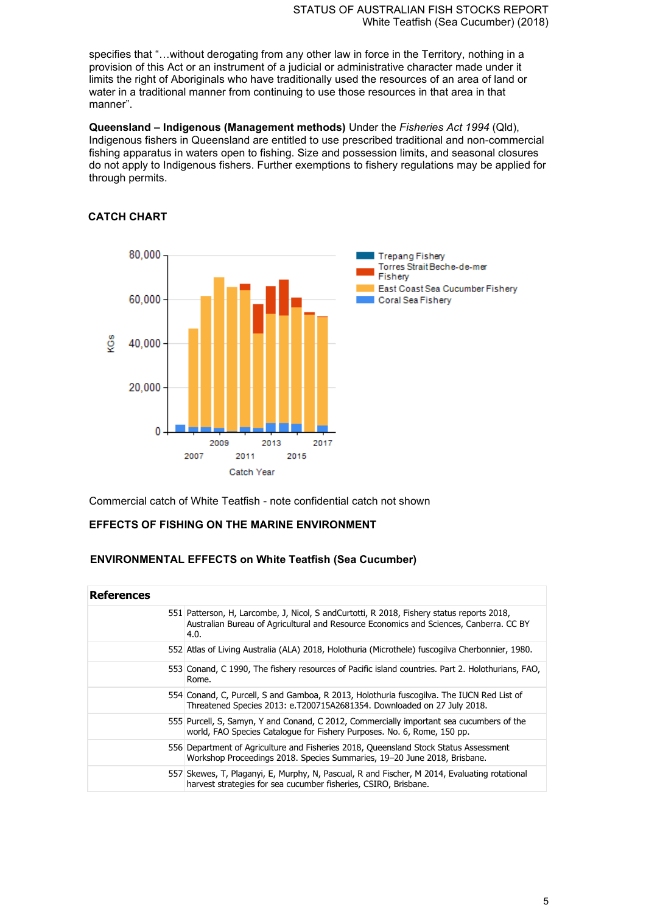specifies that "…without derogating from any other law in force in the Territory, nothing in a provision of this Act or an instrument of a judicial or administrative character made under it limits the right of Aboriginals who have traditionally used the resources of an area of land or water in a traditional manner from continuing to use those resources in that area in that manner".

**Queensland – Indigenous (Management methods)** Under the *Fisheries Act 1994* (Qld), Indigenous fishers in Queensland are entitled to use prescribed traditional and non-commercial fishing apparatus in waters open to fishing. Size and possession limits, and seasonal closures do not apply to Indigenous fishers. Further exemptions to fishery regulations may be applied for through permits.

### CATCH CHART

Trepang Fishery
Torres Strait Beche-de-mer Fishery
East Coast Sea Cucumber Fishery
Coral Sea Fishery

80,000
60,000
40,000
20,000
0

KGs

2007
2009
2011
2013
2015
2017

Catch Year

Commercial catch of White Teatfish - note confidential catch not shown

### EFFECTS OF FISHING ON THE MARINE ENVIRONMENT

### ENVIRONMENTAL EFFECTS on White Teatfish (Sea Cucumber)

| References | |
|---|---|
| 551 | Patterson, H, Larcombe, J, Nicol, S andCurtotti, R 2018, Fishery status reports 2018, Australian Bureau of Agricultural and Resource Economics and Sciences, Canberra. CC BY 4.0. |
| 552 | Atlas of Living Australia (ALA) 2018, Holothuria (Microthele) fuscogilva Cherbonnier, 1980. |
| 553 | Conand, C 1990, The fishery resources of Pacific island countries. Part 2. Holothurians, FAO, Rome. |
| 554 | Conand, C, Purcell, S and Gamboa, R 2013, Holothuria fuscogilva. The IUCN Red List of Threatened Species 2013: e.T200715A2681354. Downloaded on 27 July 2018. |
| 555 | Purcell, S, Samyn, Y and Conand, C 2012, Commercially important sea cucumbers of the world, FAO Species Catalogue for Fishery Purposes. No. 6, Rome, 150 pp. |
| 556 | Department of Agriculture and Fisheries 2018, Queensland Stock Status Assessment Workshop Proceedings 2018. Species Summaries, 19–20 June 2018, Brisbane. |
| 557 | Skewes, T, Plaganyi, E, Murphy, N, Pascual, R and Fischer, M 2014, Evaluating rotational harvest strategies for sea cucumber fisheries, CSIRO, Brisbane. |